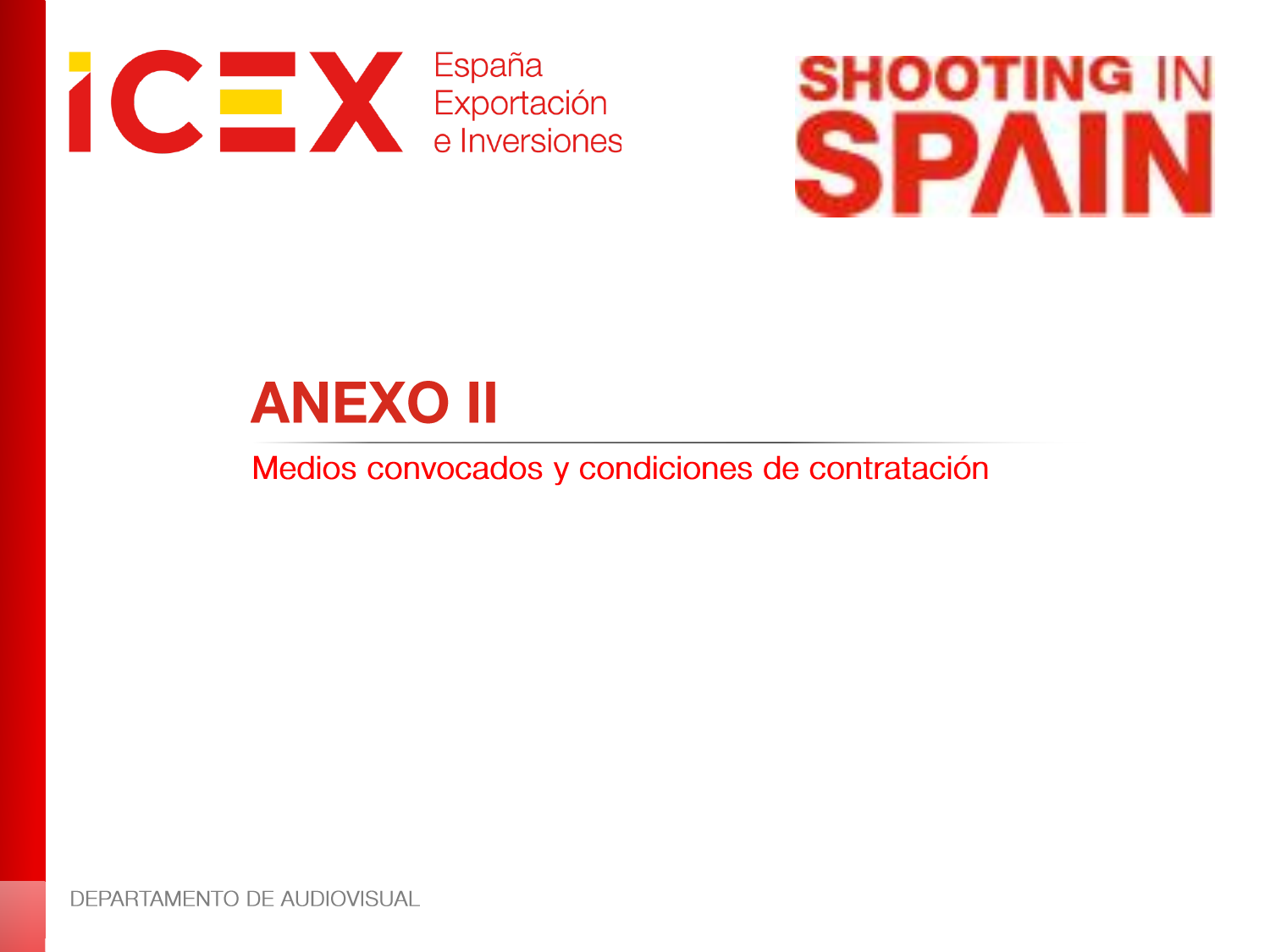ICEX España Exportación e Inversiones

SHOOTING IN SPAIN

# ANEXO II

## Medios convocados y condiciones de contratación

DEPARTAMENTO DE AUDIOVISUAL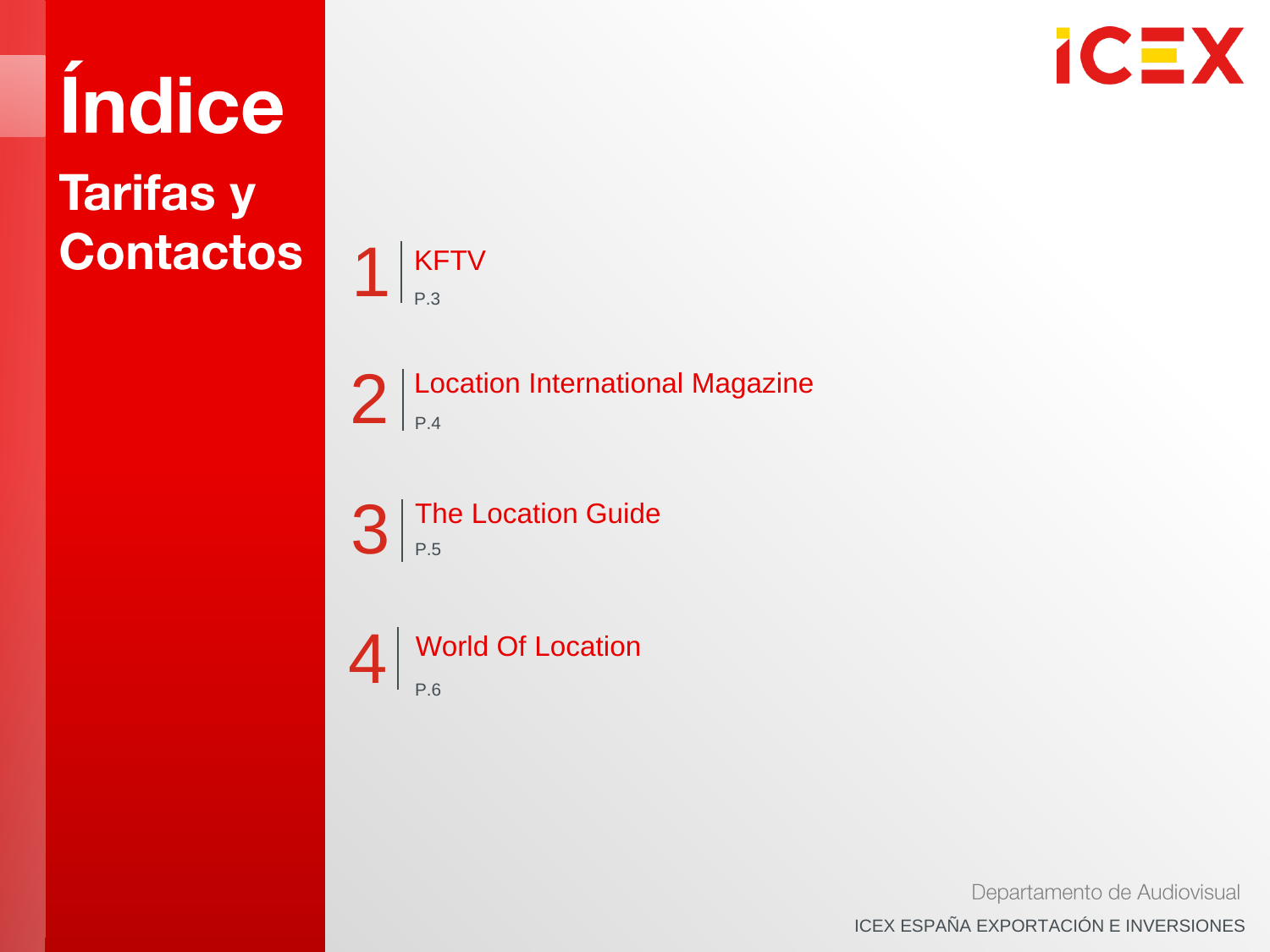# Índice

## Tarifas y Contactos

1. KFTV
   P.3

2. Location International Magazine
   P.4

3. The Location Guide
   P.5

4. World Of Location
   P.6

Departamento de Audiovisual

ICEX ESPAÑA EXPORTACIÓN E INVERSIONES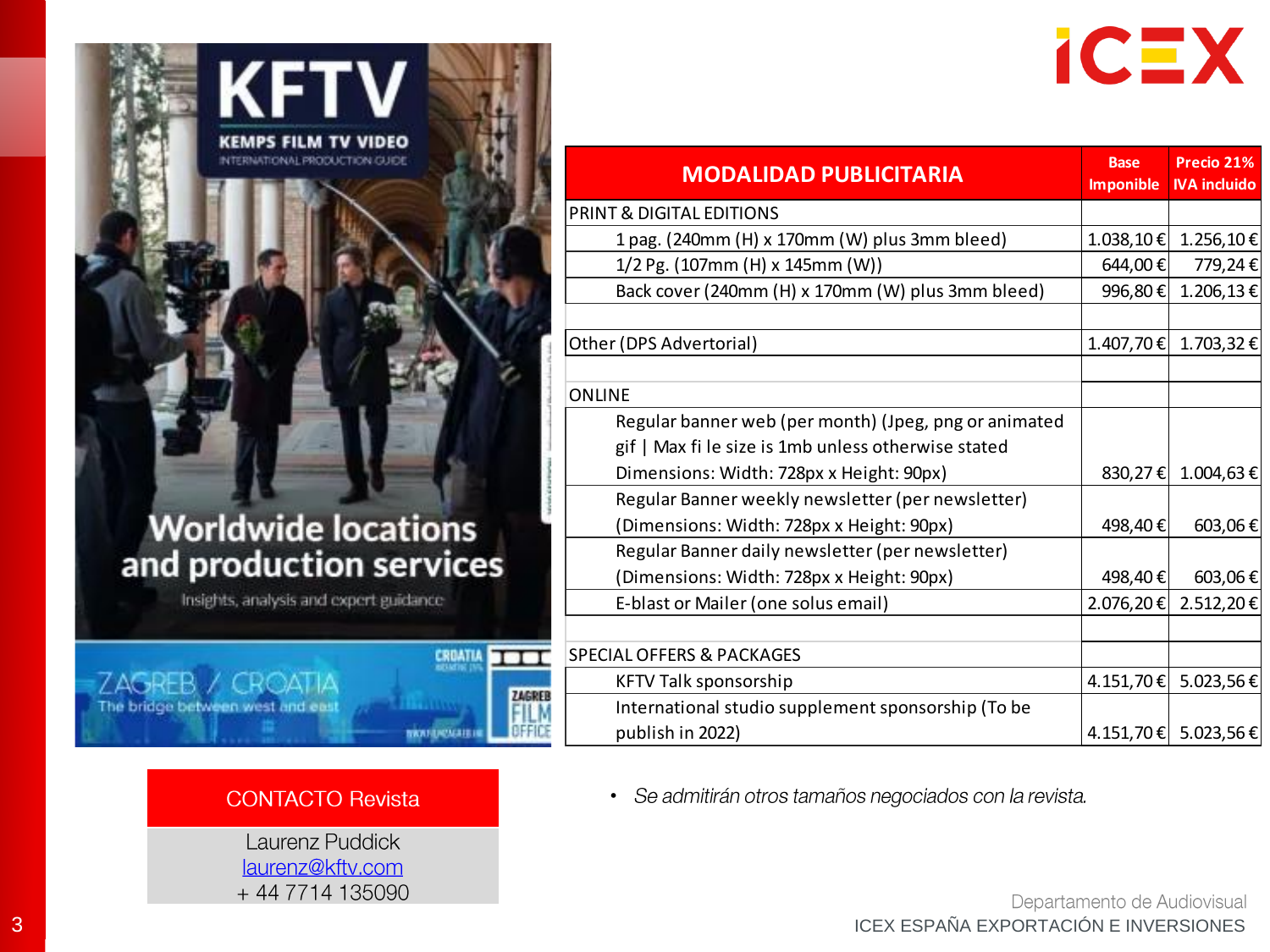| MODALIDAD PUBLICITARIA | Base Imponible | Precio 21% IVA incluido |
|---|---|---|
| PRINT & DIGITAL EDITIONS | | |
| 1 pag. (240mm (H) x 170mm (W) plus 3mm bleed) | 1.038,10 € | 1.256,10 € |
| 1/2 Pg. (107mm (H) x 145mm (W)) | 644,00 € | 779,24 € |
| Back cover (240mm (H) x 170mm (W) plus 3mm bleed) | 996,80 € | 1.206,13 € |
| | | |
| Other (DPS Advertorial) | 1.407,70 € | 1.703,32 € |
| | | |
| ONLINE | | |
| Regular banner web (per month) (Jpeg, png or animated gif \| Max fi le size is 1mb unless otherwise stated Dimensions: Width: 728px x Height: 90px) | 830,27 € | 1.004,63 € |
| Regular Banner weekly newsletter (per newsletter) (Dimensions: Width: 728px x Height: 90px) | 498,40 € | 603,06 € |
| Regular Banner daily newsletter (per newsletter) (Dimensions: Width: 728px x Height: 90px) | 498,40 € | 603,06 € |
| E-blast or Mailer (one solus email) | 2.076,20 € | 2.512,20 € |
| | | |
| SPECIAL OFFERS & PACKAGES | | |
| KFTV Talk sponsorship | 4.151,70 € | 5.023,56 € |
| International studio supplement sponsorship (To be publish in 2022) | 4.151,70 € | 5.023,56 € |

- *Se admitirán otros tamaños negociados con la revista.*

**CONTACTO Revista**

Laurenz Puddick
laurenz@kftv.com
+ 44 7714 135090

Departamento de Audiovisual
ICEX ESPAÑA EXPORTACIÓN E INVERSIONES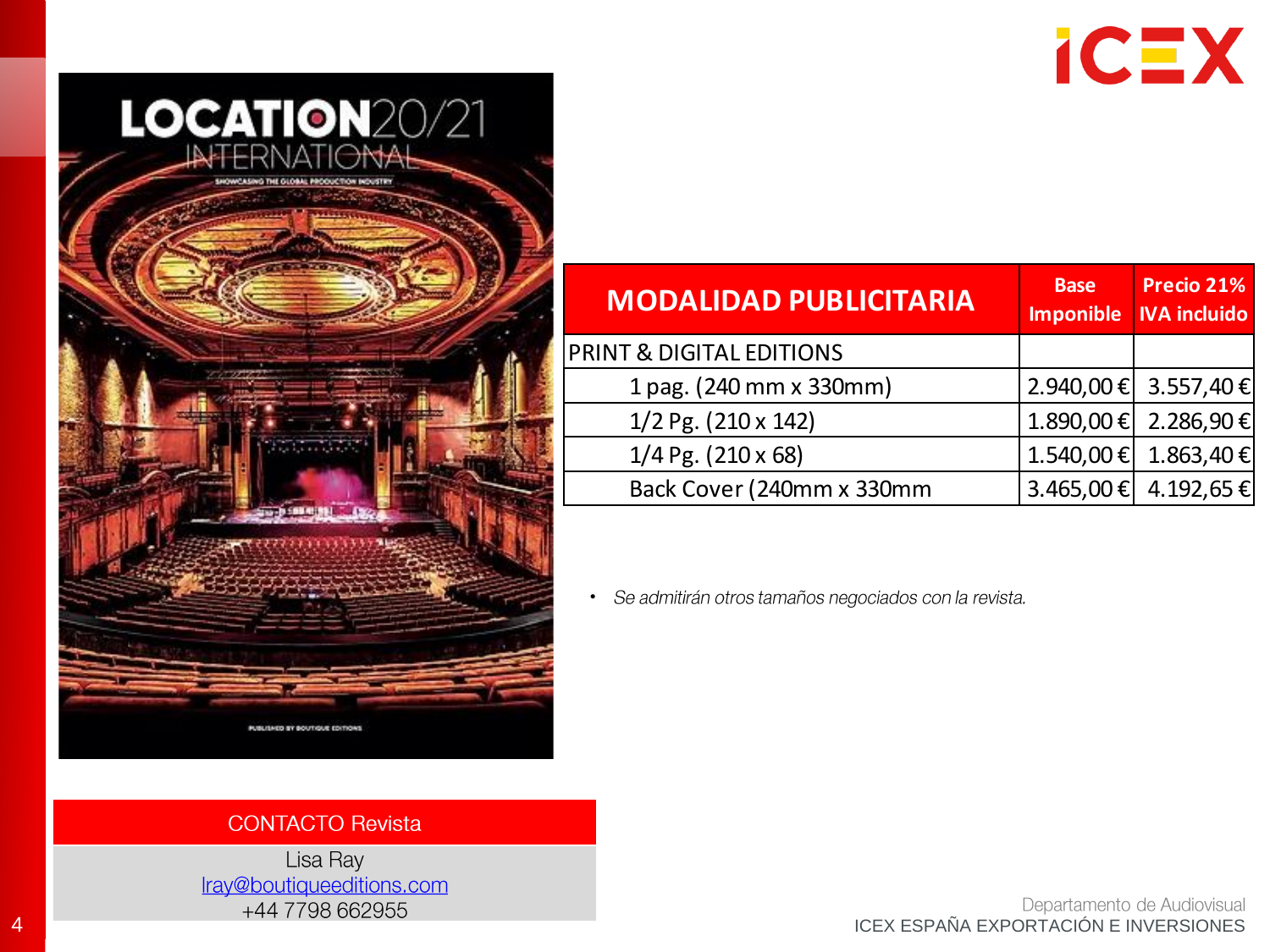| MODALIDAD PUBLICITARIA | Base Imponible | Precio 21% IVA incluido |
|---|---|---|
| PRINT & DIGITAL EDITIONS | | |
| 1 pag. (240 mm x 330mm) | 2.940,00 € | 3.557,40 € |
| 1/2 Pg. (210 x 142) | 1.890,00 € | 2.286,90 € |
| 1/4 Pg. (210 x 68) | 1.540,00 € | 1.863,40 € |
| Back Cover (240mm x 330mm | 3.465,00 € | 4.192,65 € |

- *Se admitirán otros tamaños negociados con la revista.*

| CONTACTO Revista |
|---|
| Lisa Ray<br>lray@boutiqueeditions.com<br>+44 7798 662955 |

Departamento de Audiovisual
ICEX ESPAÑA EXPORTACIÓN E INVERSIONES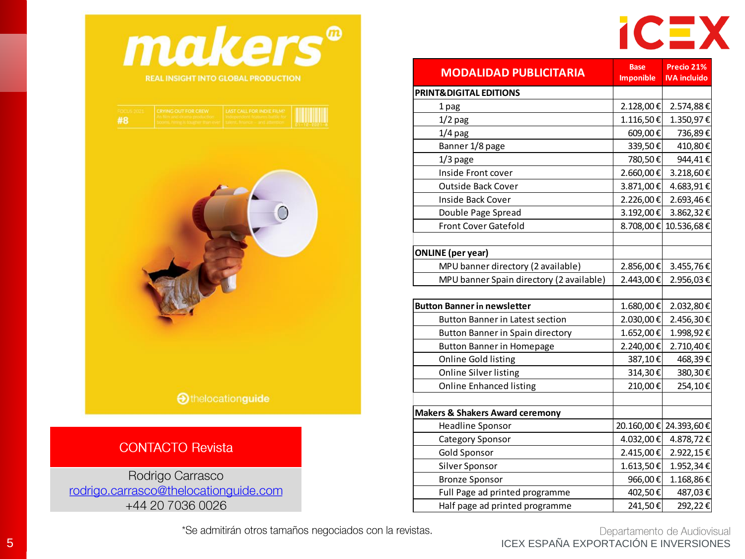| MODALIDAD PUBLICITARIA | Base Imponible | Precio 21% IVA incluido |
| --- | --- | --- |
| **PRINT&DIGITAL EDITIONS** | | |
| 1 pag | 2.128,00 € | 2.574,88 € |
| 1/2 pag | 1.116,50 € | 1.350,97 € |
| 1/4 pag | 609,00 € | 736,89 € |
| Banner 1/8 page | 339,50 € | 410,80 € |
| 1/3 page | 780,50 € | 944,41 € |
| Inside Front cover | 2.660,00 € | 3.218,60 € |
| Outside Back Cover | 3.871,00 € | 4.683,91 € |
| Inside Back Cover | 2.226,00 € | 2.693,46 € |
| Double Page Spread | 3.192,00 € | 3.862,32 € |
| Front Cover Gatefold | 8.708,00 € | 10.536,68 € |
| | | |
| **ONLINE (per year)** | | |
| MPU banner directory (2 available) | 2.856,00 € | 3.455,76 € |
| MPU banner Spain directory (2 available) | 2.443,00 € | 2.956,03 € |
| | | |
| **Button Banner in newsletter** | 1.680,00 € | 2.032,80 € |
| Button Banner in Latest section | 2.030,00 € | 2.456,30 € |
| Button Banner in Spain directory | 1.652,00 € | 1.998,92 € |
| Button Banner in Homepage | 2.240,00 € | 2.710,40 € |
| Online Gold listing | 387,10 € | 468,39 € |
| Online Silver listing | 314,30 € | 380,30 € |
| Online Enhanced listing | 210,00 € | 254,10 € |
| | | |
| **Makers & Shakers Award ceremony** | | |
| Headline Sponsor | 20.160,00 € | 24.393,60 € |
| Category Sponsor | 4.032,00 € | 4.878,72 € |
| Gold Sponsor | 2.415,00 € | 2.922,15 € |
| Silver Sponsor | 1.613,50 € | 1.952,34 € |
| Bronze Sponsor | 966,00 € | 1.168,86 € |
| Full Page ad printed programme | 402,50 € | 487,03 € |
| Half page ad printed programme | 241,50 € | 292,22 € |

**CONTACTO Revista**

Rodrigo Carrasco
rodrigo.carrasco@thelocationguide.com
+44 20 7036 0026

*Se admitirán otros tamaños negociados con la revistas.

Departamento de Audiovisual
ICEX ESPAÑA EXPORTACIÓN E INVERSIONES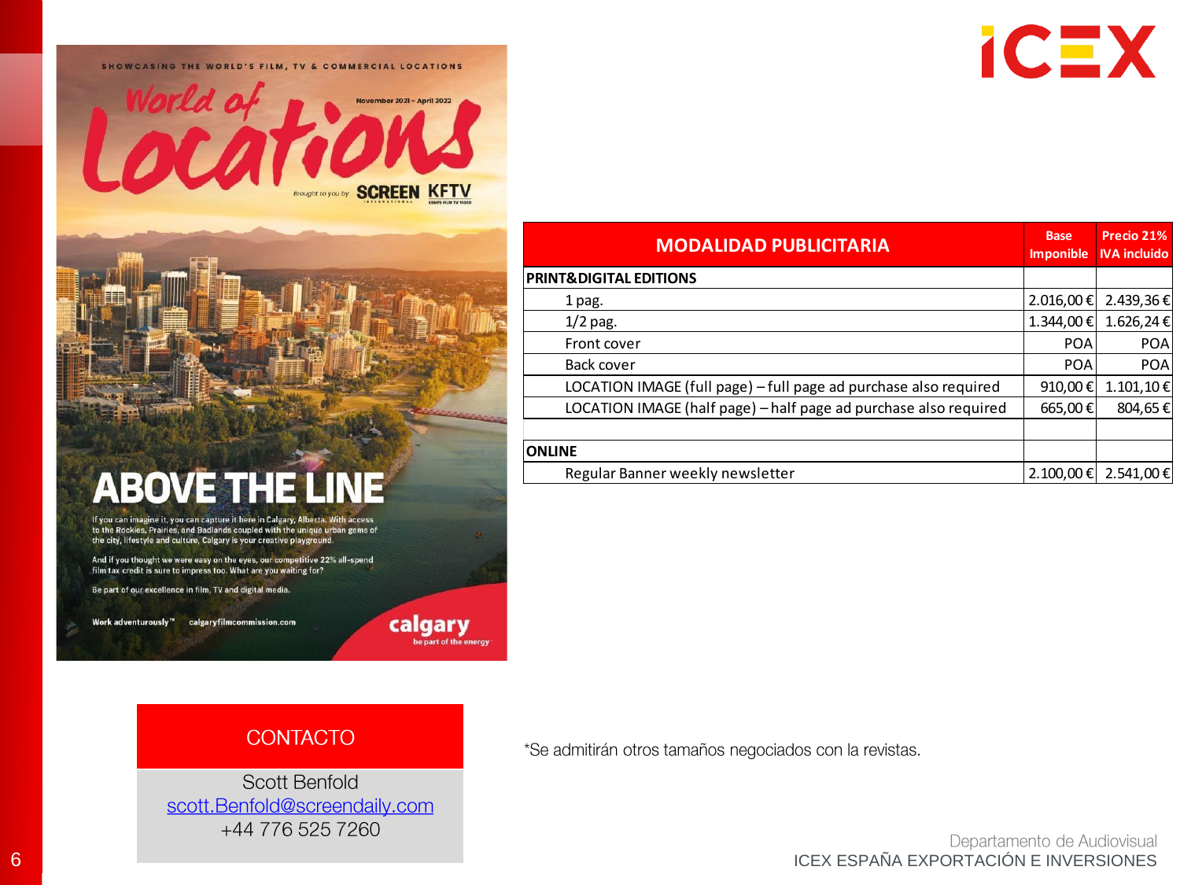| MODALIDAD PUBLICITARIA | Base Imponible | Precio 21% IVA incluido |
|---|---|---|
| **PRINT&DIGITAL EDITIONS** | | |
| 1 pag. | 2.016,00 € | 2.439,36 € |
| 1/2 pag. | 1.344,00 € | 1.626,24 € |
| Front cover | POA | POA |
| Back cover | POA | POA |
| LOCATION IMAGE (full page) – full page ad purchase also required | 910,00 € | 1.101,10 € |
| LOCATION IMAGE (half page) – half page ad purchase also required | 665,00 € | 804,65 € |
| | | |
| **ONLINE** | | |
| Regular Banner weekly newsletter | 2.100,00 € | 2.541,00 € |

*Se admitirán otros tamaños negociados con la revistas.

**CONTACTO**

Scott Benfold
scott.Benfold@screendaily.com
+44 776 525 7260

Departamento de Audiovisual
ICEX ESPAÑA EXPORTACIÓN E INVERSIONES